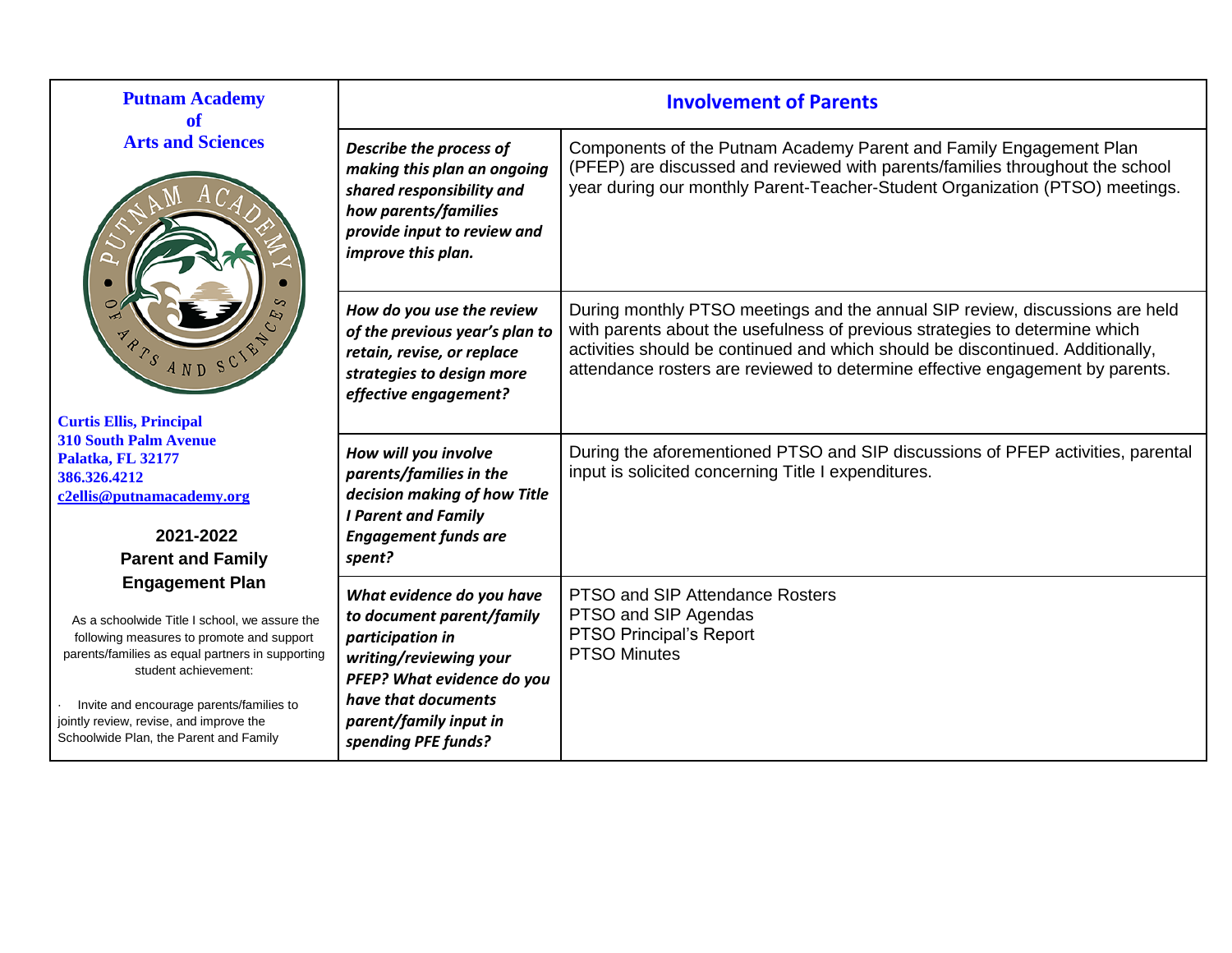**Putnam Academy of Arts and Sciences**

**Curtis Ellis, Principal**
**310 South Palm Avenue**
**Palatka, FL 32177**
**386.326.4212**
**c2ellis@putnamacademy.org**

## 2021-2022 Parent and Family Engagement Plan

As a schoolwide Title I school, we assure the following measures to promote and support parents/families as equal partners in supporting student achievement:

- Invite and encourage parents/families to jointly review, revise, and improve the Schoolwide Plan, the Parent and Family

## Involvement of Parents

| | |
|---|---|
| ***Describe the process of making this plan an ongoing shared responsibility and how parents/families provide input to review and improve this plan.*** | Components of the Putnam Academy Parent and Family Engagement Plan (PFEP) are discussed and reviewed with parents/families throughout the school year during our monthly Parent-Teacher-Student Organization (PTSO) meetings. |
| ***How do you use the review of the previous year's plan to retain, revise, or replace strategies to design more effective engagement?*** | During monthly PTSO meetings and the annual SIP review, discussions are held with parents about the usefulness of previous strategies to determine which activities should be continued and which should be discontinued. Additionally, attendance rosters are reviewed to determine effective engagement by parents. |
| ***How will you involve parents/families in the decision making of how Title I Parent and Family Engagement funds are spent?*** | During the aforementioned PTSO and SIP discussions of PFEP activities, parental input is solicited concerning Title I expenditures. |
| ***What evidence do you have to document parent/family participation in writing/reviewing your PFEP? What evidence do you have that documents parent/family input in spending PFE funds?*** | PTSO and SIP Attendance Rosters<br>PTSO and SIP Agendas<br>PTSO Principal's Report<br>PTSO Minutes |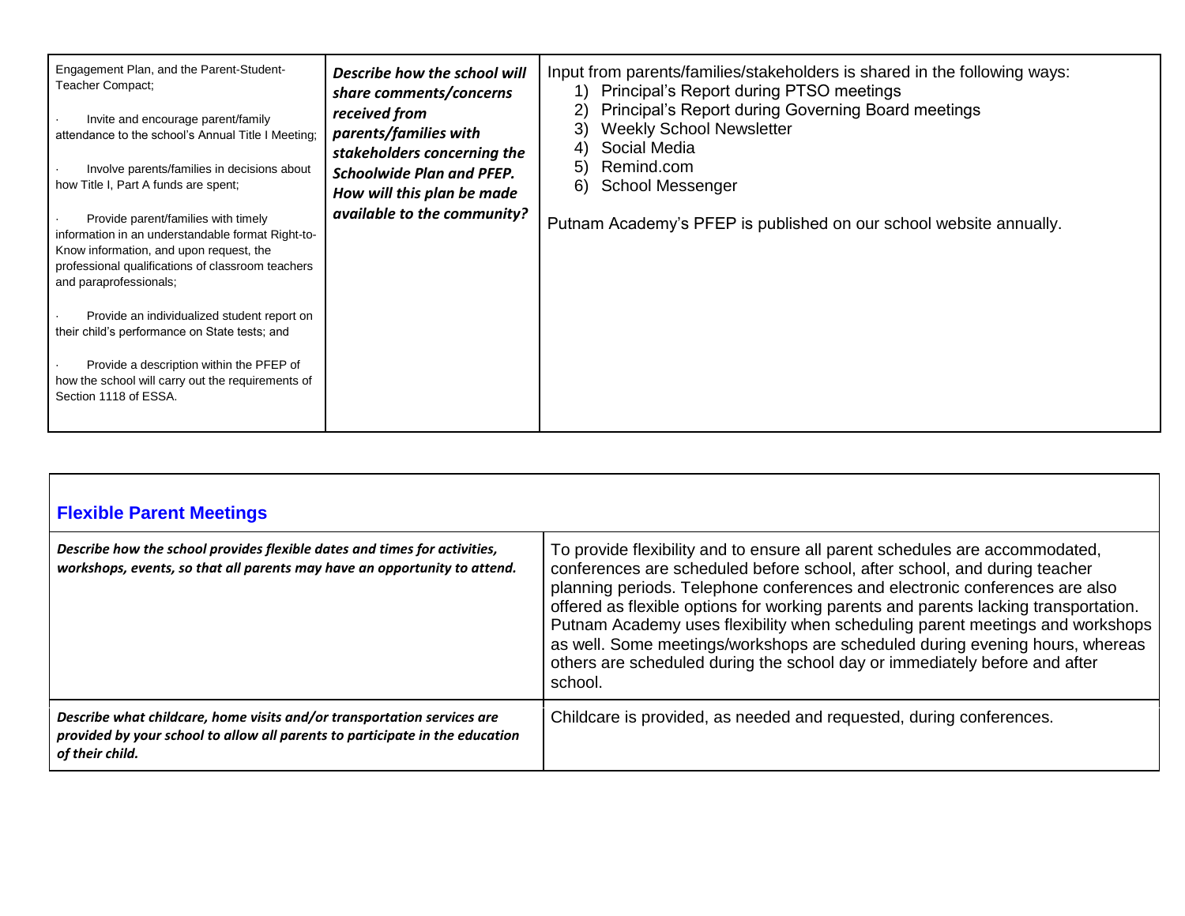| Engagement Plan, and the Parent-Student-Teacher Compact;<br><br>· Invite and encourage parent/family attendance to the school's Annual Title I Meeting;<br><br>· Involve parents/families in decisions about how Title I, Part A funds are spent;<br><br>· Provide parent/families with timely information in an understandable format Right-to-Know information, and upon request, the professional qualifications of classroom teachers and paraprofessionals;<br><br>· Provide an individualized student report on their child's performance on State tests; and<br><br>· Provide a description within the PFEP of how the school will carry out the requirements of Section 1118 of ESSA. | ***Describe how the school will share comments/concerns received from parents/families with stakeholders concerning the Schoolwide Plan and PFEP. How will this plan be made available to the community?*** | Input from parents/families/stakeholders is shared in the following ways:<br>1) Principal's Report during PTSO meetings<br>2) Principal's Report during Governing Board meetings<br>3) Weekly School Newsletter<br>4) Social Media<br>5) Remind.com<br>6) School Messenger<br><br>Putnam Academy's PFEP is published on our school website annually. |
|---|---|---|

## Flexible Parent Meetings

| ***Describe how the school provides flexible dates and times for activities, workshops, events, so that all parents may have an opportunity to attend.*** | To provide flexibility and to ensure all parent schedules are accommodated, conferences are scheduled before school, after school, and during teacher planning periods. Telephone conferences and electronic conferences are also offered as flexible options for working parents and parents lacking transportation. Putnam Academy uses flexibility when scheduling parent meetings and workshops as well. Some meetings/workshops are scheduled during evening hours, whereas others are scheduled during the school day or immediately before and after school. |
|---|---|
| ***Describe what childcare, home visits and/or transportation services are provided by your school to allow all parents to participate in the education of their child.*** | Childcare is provided, as needed and requested, during conferences. |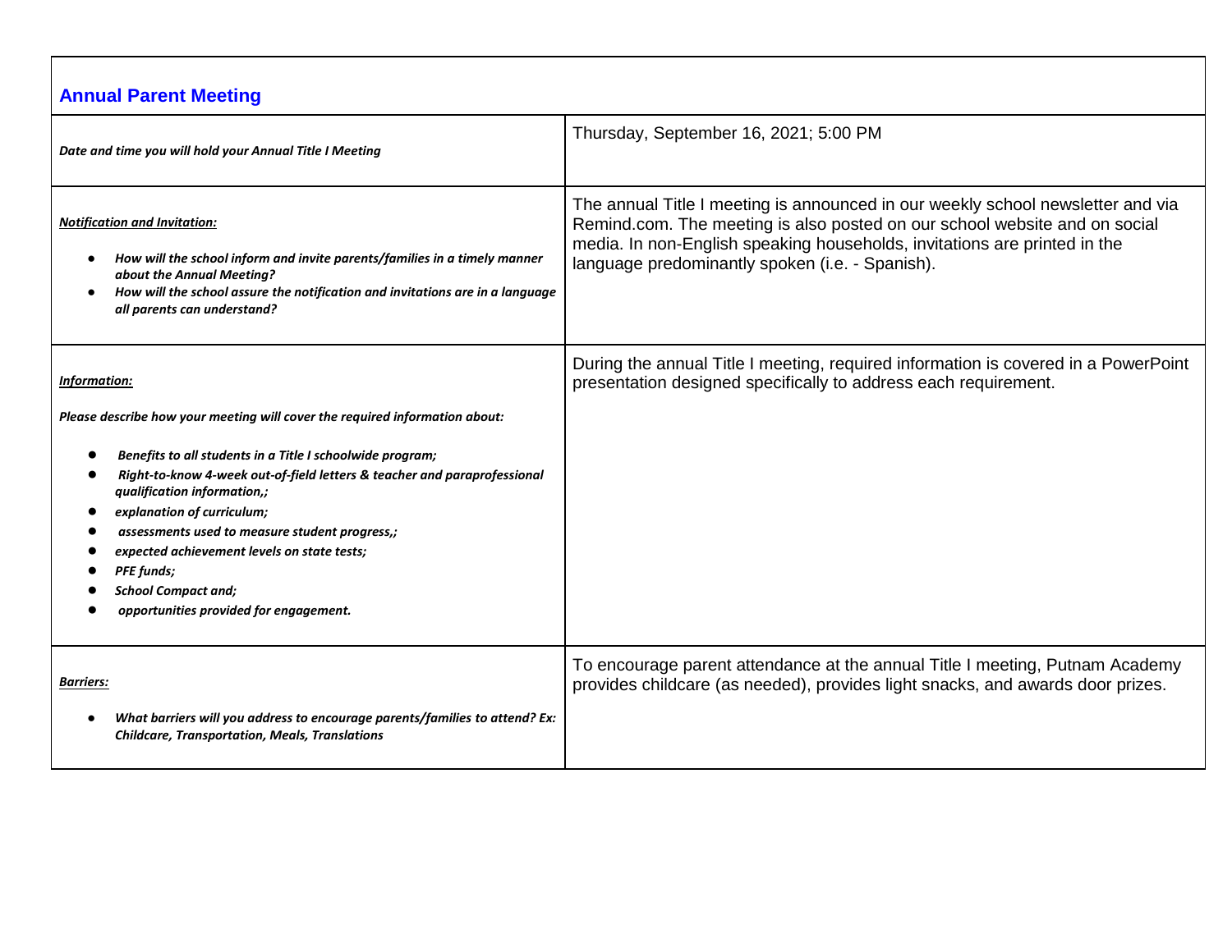## Annual Parent Meeting

| | |
|---|---|
| ***Date and time you will hold your Annual Title I Meeting*** | Thursday, September 16, 2021; 5:00 PM |
| ***<u>Notification and Invitation:</u>***<br>• ***How will the school inform and invite parents/families in a timely manner about the Annual Meeting?***<br>• ***How will the school assure the notification and invitations are in a language all parents can understand?*** | The annual Title I meeting is announced in our weekly school newsletter and via Remind.com. The meeting is also posted on our school website and on social media. In non-English speaking households, invitations are printed in the language predominantly spoken (i.e. - Spanish). |
| ***<u>Information:</u>***<br>***Please describe how your meeting will cover the required information about:***<br>• ***Benefits to all students in a Title I schoolwide program;***<br>• ***Right-to-know 4-week out-of-field letters & teacher and paraprofessional qualification information,;***<br>• ***explanation of curriculum;***<br>• ***assessments used to measure student progress,;***<br>• ***expected achievement levels on state tests;***<br>• ***PFE funds;***<br>• ***School Compact and;***<br>• ***opportunities provided for engagement.*** | During the annual Title I meeting, required information is covered in a PowerPoint presentation designed specifically to address each requirement. |
| ***<u>Barriers:</u>***<br>• ***What barriers will you address to encourage parents/families to attend? Ex: Childcare, Transportation, Meals, Translations*** | To encourage parent attendance at the annual Title I meeting, Putnam Academy provides childcare (as needed), provides light snacks, and awards door prizes. |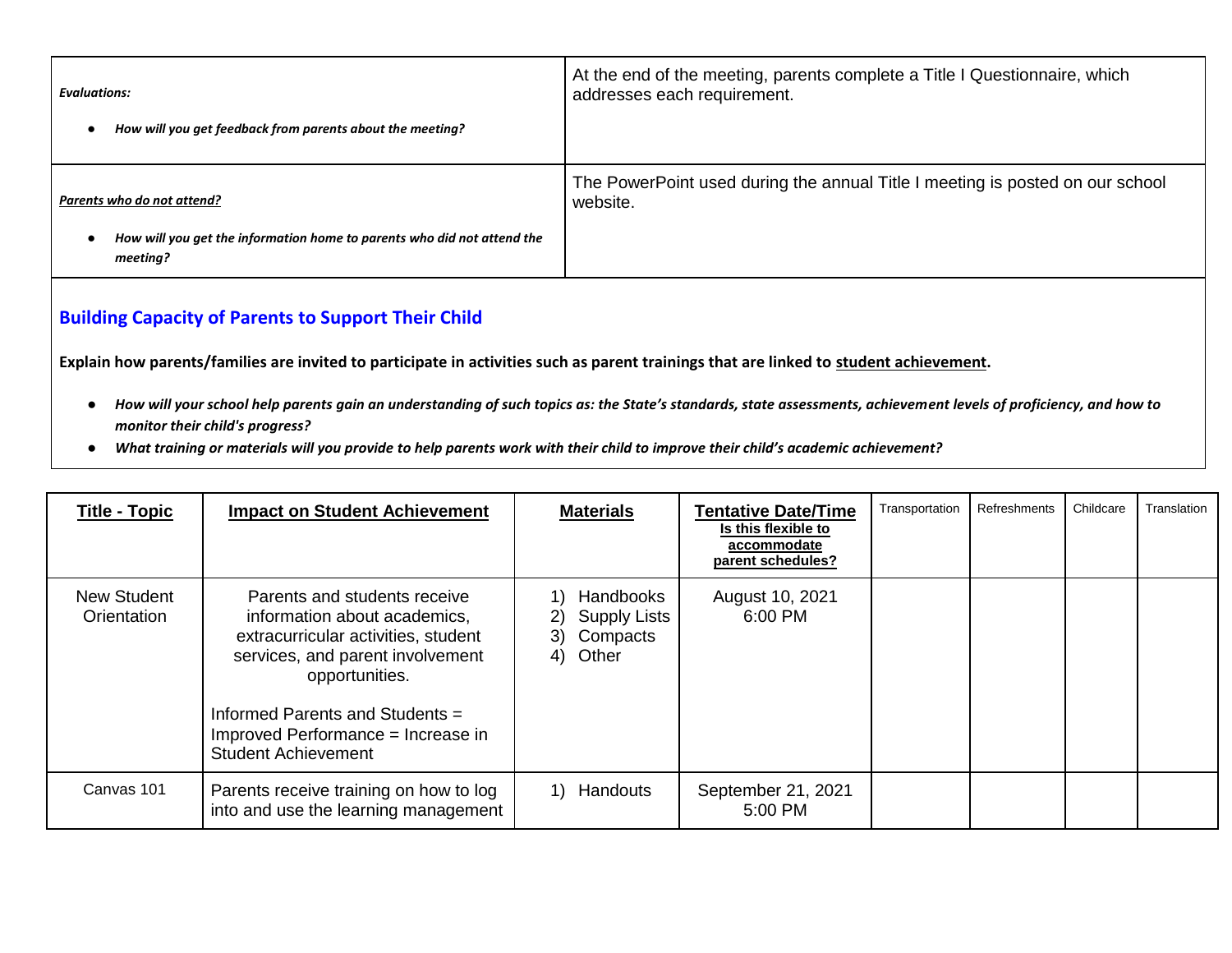| *Evaluations:*<br><br>• ***How will you get feedback from parents about the meeting?*** | At the end of the meeting, parents complete a Title I Questionnaire, which addresses each requirement. |
|---|---|
| ***Parents who do not attend?***<br><br>• ***How will you get the information home to parents who did not attend the meeting?*** | The PowerPoint used during the annual Title I meeting is posted on our school website. |

## Building Capacity of Parents to Support Their Child

**Explain how parents/families are invited to participate in activities such as parent trainings that are linked to student achievement.**

- ***How will your school help parents gain an understanding of such topics as: the State's standards, state assessments, achievement levels of proficiency, and how to monitor their child's progress?***
- ***What training or materials will you provide to help parents work with their child to improve their child's academic achievement?***

| Title - Topic | Impact on Student Achievement | Materials | Tentative Date/Time<br>Is this flexible to accommodate parent schedules? | Transportation | Refreshments | Childcare | Translation |
|---|---|---|---|---|---|---|---|
| New Student Orientation | Parents and students receive information about academics, extracurricular activities, student services, and parent involvement opportunities.<br><br>Informed Parents and Students = Improved Performance = Increase in Student Achievement | 1) Handbooks<br>2) Supply Lists<br>3) Compacts<br>4) Other | August 10, 2021<br>6:00 PM | | | | |
| Canvas 101 | Parents receive training on how to log into and use the learning management | 1) Handouts | September 21, 2021<br>5:00 PM | | | | |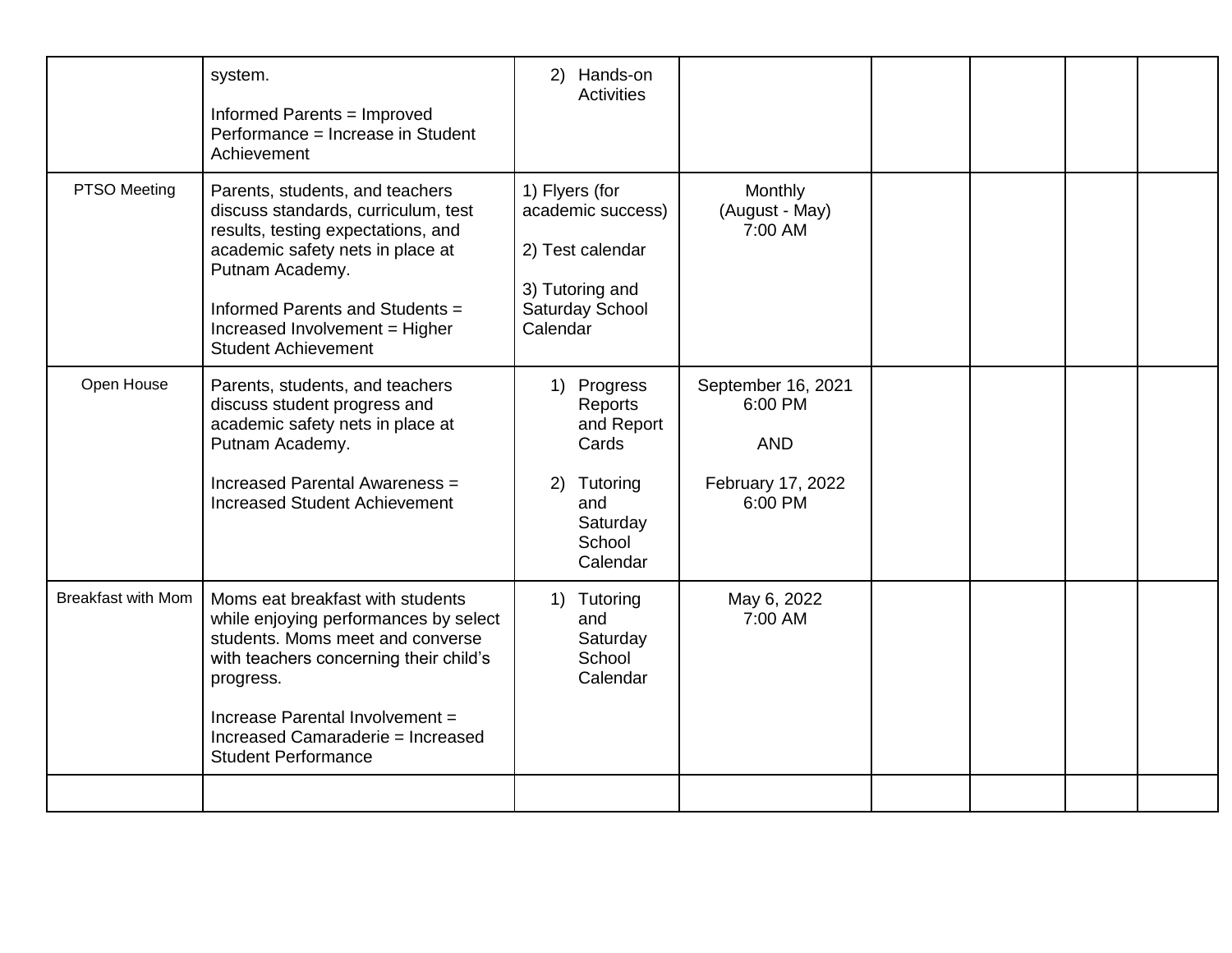|  |  |  |  |  |  |  |  |
|---|---|---|---|---|---|---|---|
|  | system.<br><br>Informed Parents = Improved Performance = Increase in Student Achievement | 2) Hands-on Activities |  |  |  |  |  |
| PTSO Meeting | Parents, students, and teachers discuss standards, curriculum, test results, testing expectations, and academic safety nets in place at Putnam Academy.<br><br>Informed Parents and Students = Increased Involvement = Higher Student Achievement | 1) Flyers (for academic success)<br><br>2) Test calendar<br><br>3) Tutoring and Saturday School Calendar | Monthly (August - May) 7:00 AM |  |  |  |  |
| Open House | Parents, students, and teachers discuss student progress and academic safety nets in place at Putnam Academy.<br><br>Increased Parental Awareness = Increased Student Achievement | 1) Progress Reports and Report Cards<br><br>2) Tutoring and Saturday School Calendar | September 16, 2021 6:00 PM<br><br>AND<br><br>February 17, 2022 6:00 PM |  |  |  |  |
| Breakfast with Mom | Moms eat breakfast with students while enjoying performances by select students. Moms meet and converse with teachers concerning their child's progress.<br><br>Increase Parental Involvement = Increased Camaraderie = Increased Student Performance | 1) Tutoring and Saturday School Calendar | May 6, 2022 7:00 AM |  |  |  |  |
|  |  |  |  |  |  |  |  |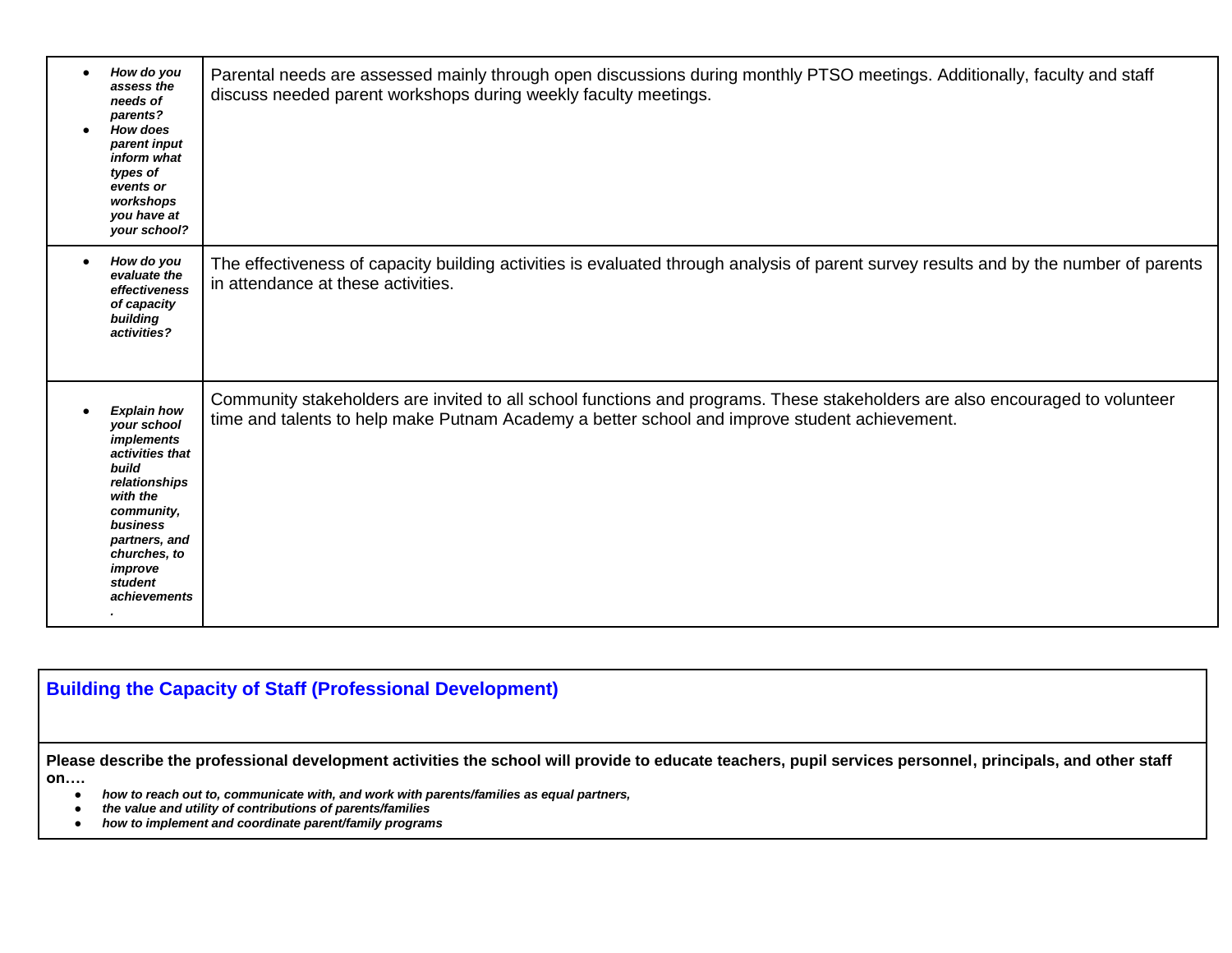| | |
|---|---|
| • ***How do you assess the needs of parents?***<br>• ***How does parent input inform what types of events or workshops you have at your school?*** | Parental needs are assessed mainly through open discussions during monthly PTSO meetings. Additionally, faculty and staff discuss needed parent workshops during weekly faculty meetings. |
| • ***How do you evaluate the effectiveness of capacity building activities?*** | The effectiveness of capacity building activities is evaluated through analysis of parent survey results and by the number of parents in attendance at these activities. |
| • ***Explain how your school implements activities that build relationships with the community, business partners, and churches, to improve student achievements.*** | Community stakeholders are invited to all school functions and programs. These stakeholders are also encouraged to volunteer time and talents to help make Putnam Academy a better school and improve student achievement. |

## Building the Capacity of Staff (Professional Development)

**Please describe the professional development activities the school will provide to educate teachers, pupil services personnel, principals, and other staff on….**

- ***how to reach out to, communicate with, and work with parents/families as equal partners,***
- ***the value and utility of contributions of parents/families***
- ***how to implement and coordinate parent/family programs***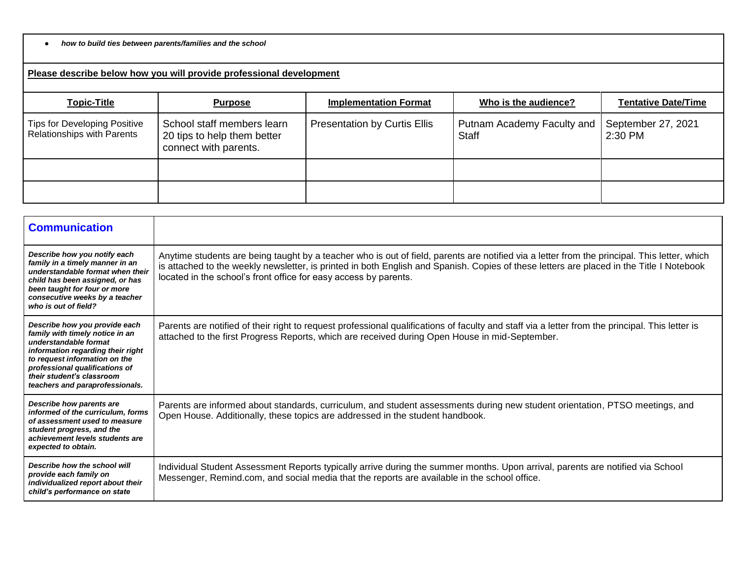- ***how to build ties between parents/families and the school***

**Please describe below how you will provide professional development**

| Topic-Title | Purpose | Implementation Format | Who is the audience? | Tentative Date/Time |
|---|---|---|---|---|
| Tips for Developing Positive Relationships with Parents | School staff members learn 20 tips to help them better connect with parents. | Presentation by Curtis Ellis | Putnam Academy Faculty and Staff | September 27, 2021 2:30 PM |
| | | | | |
| | | | | |

| **Communication** | |
|---|---|
| ***Describe how you notify each family in a timely manner in an understandable format when their child has been assigned, or has been taught for four or more consecutive weeks by a teacher who is out of field?*** | Anytime students are being taught by a teacher who is out of field, parents are notified via a letter from the principal. This letter, which is attached to the weekly newsletter, is printed in both English and Spanish. Copies of these letters are placed in the Title I Notebook located in the school's front office for easy access by parents. |
| ***Describe how you provide each family with timely notice in an understandable format information regarding their right to request information on the professional qualifications of their student's classroom teachers and paraprofessionals.*** | Parents are notified of their right to request professional qualifications of faculty and staff via a letter from the principal. This letter is attached to the first Progress Reports, which are received during Open House in mid-September. |
| ***Describe how parents are informed of the curriculum, forms of assessment used to measure student progress, and the achievement levels students are expected to obtain.*** | Parents are informed about standards, curriculum, and student assessments during new student orientation, PTSO meetings, and Open House. Additionally, these topics are addressed in the student handbook. |
| ***Describe how the school will provide each family on individualized report about their child's performance on state*** | Individual Student Assessment Reports typically arrive during the summer months. Upon arrival, parents are notified via School Messenger, Remind.com, and social media that the reports are available in the school office. |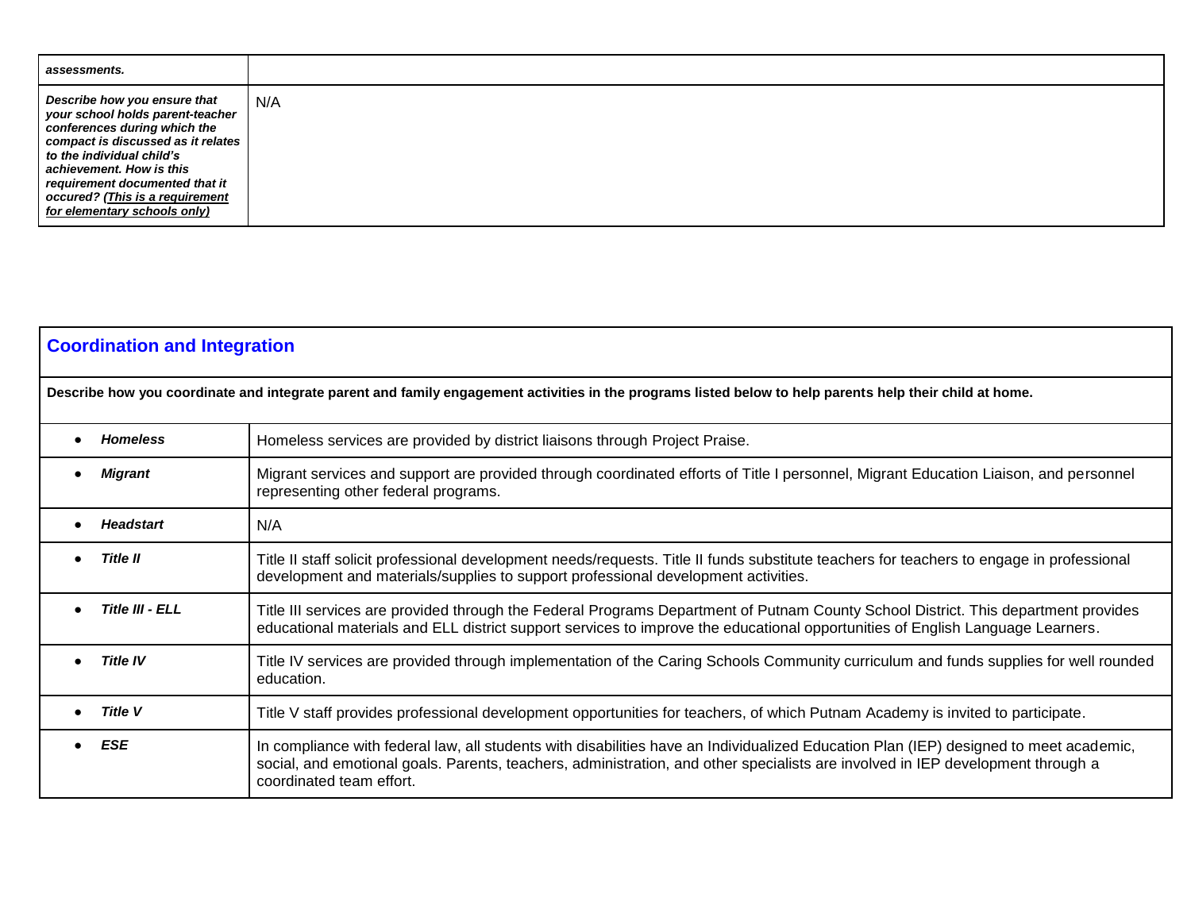| *assessments.* | |
|---|---|
| ***Describe how you ensure that your school holds parent-teacher conferences during which the compact is discussed as it relates to the individual child's achievement. How is this requirement documented that it occured? (<u>This is a requirement for elementary schools only)</u>*** | N/A |

## Coordination and Integration

**Describe how you coordinate and integrate parent and family engagement activities in the programs listed below to help parents help their child at home.**

| | |
|---|---|
| • ***Homeless*** | Homeless services are provided by district liaisons through Project Praise. |
| • ***Migrant*** | Migrant services and support are provided through coordinated efforts of Title I personnel, Migrant Education Liaison, and personnel representing other federal programs. |
| • ***Headstart*** | N/A |
| • ***Title II*** | Title II staff solicit professional development needs/requests. Title II funds substitute teachers for teachers to engage in professional development and materials/supplies to support professional development activities. |
| • ***Title III - ELL*** | Title III services are provided through the Federal Programs Department of Putnam County School District. This department provides educational materials and ELL district support services to improve the educational opportunities of English Language Learners. |
| • ***Title IV*** | Title IV services are provided through implementation of the Caring Schools Community curriculum and funds supplies for well rounded education. |
| • ***Title V*** | Title V staff provides professional development opportunities for teachers, of which Putnam Academy is invited to participate. |
| • ***ESE*** | In compliance with federal law, all students with disabilities have an Individualized Education Plan (IEP) designed to meet academic, social, and emotional goals. Parents, teachers, administration, and other specialists are involved in IEP development through a coordinated team effort. |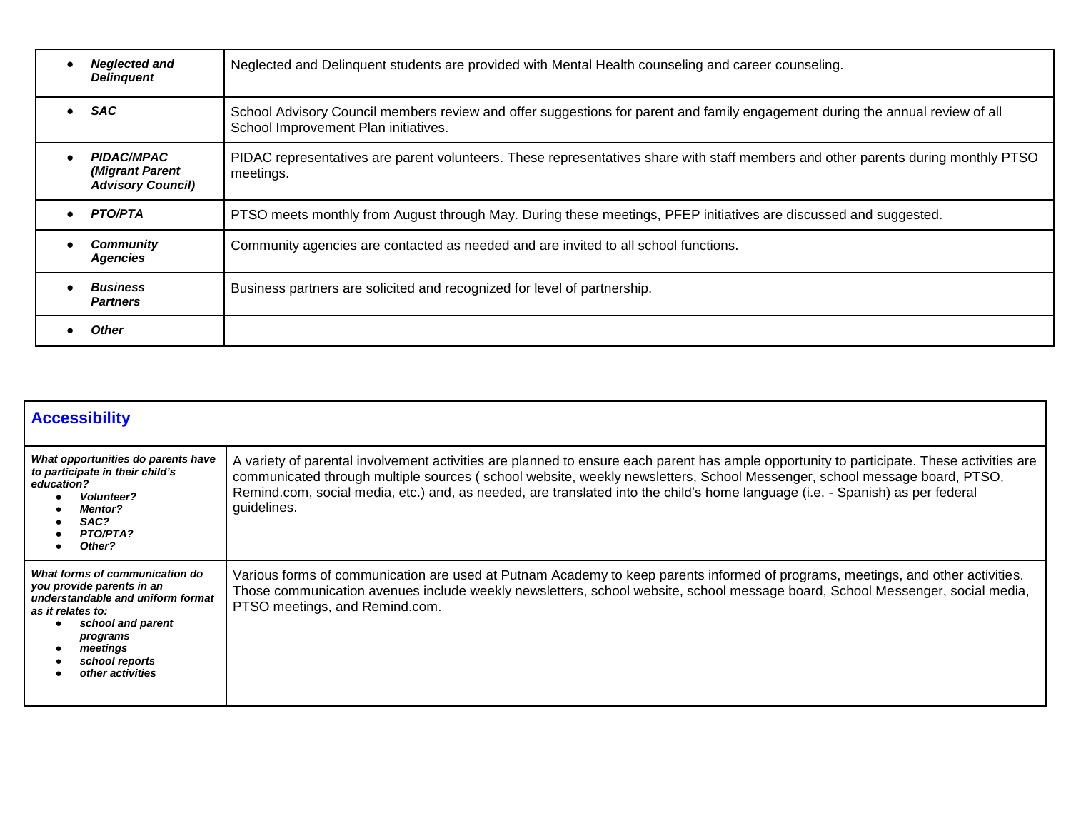| | |
|---|---|
| • ***Neglected and Delinquent*** | Neglected and Delinquent students are provided with Mental Health counseling and career counseling. |
| • ***SAC*** | School Advisory Council members review and offer suggestions for parent and family engagement during the annual review of all School Improvement Plan initiatives. |
| • ***PIDAC/MPAC (Migrant Parent Advisory Council)*** | PIDAC representatives are parent volunteers. These representatives share with staff members and other parents during monthly PTSO meetings. |
| • ***PTO/PTA*** | PTSO meets monthly from August through May. During these meetings, PFEP initiatives are discussed and suggested. |
| • ***Community Agencies*** | Community agencies are contacted as needed and are invited to all school functions. |
| • ***Business Partners*** | Business partners are solicited and recognized for level of partnership. |
| • ***Other*** | |

| **Accessibility** | |
|---|---|
| ***What opportunities do parents have to participate in their child's education?*** <br>• ***Volunteer?*** <br>• ***Mentor?*** <br>• ***SAC?*** <br>• ***PTO/PTA?*** <br>• ***Other?*** | A variety of parental involvement activities are planned to ensure each parent has ample opportunity to participate. These activities are communicated through multiple sources ( school website, weekly newsletters, School Messenger, school message board, PTSO, Remind.com, social media, etc.) and, as needed, are translated into the child's home language (i.e. - Spanish) as per federal guidelines. |
| ***What forms of communication do you provide parents in an understandable and uniform format as it relates to:*** <br>• ***school and parent programs*** <br>• ***meetings*** <br>• ***school reports*** <br>• ***other activities*** | Various forms of communication are used at Putnam Academy to keep parents informed of programs, meetings, and other activities. Those communication avenues include weekly newsletters, school website, school message board, School Messenger, social media, PTSO meetings, and Remind.com. |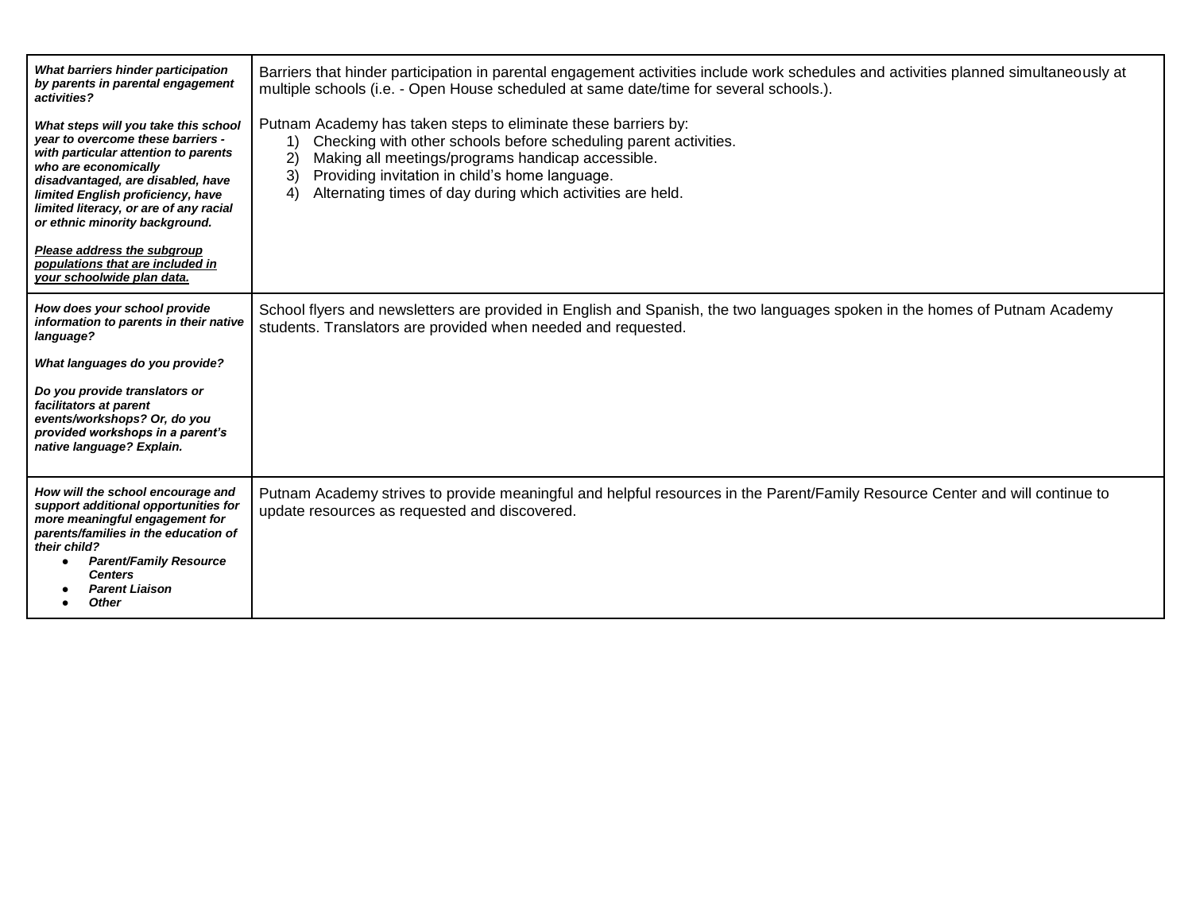| | |
|---|---|
| ***What barriers hinder participation by parents in parental engagement activities?***<br><br>***What steps will you take this school year to overcome these barriers - with particular attention to parents who are economically disadvantaged, are disabled, have limited English proficiency, have limited literacy, or are of any racial or ethnic minority background.***<br><br>***<u>Please address the subgroup populations that are included in your schoolwide plan data.</u>*** | Barriers that hinder participation in parental engagement activities include work schedules and activities planned simultaneously at multiple schools (i.e. - Open House scheduled at same date/time for several schools.).<br><br>Putnam Academy has taken steps to eliminate these barriers by:<br>1) Checking with other schools before scheduling parent activities.<br>2) Making all meetings/programs handicap accessible.<br>3) Providing invitation in child's home language.<br>4) Alternating times of day during which activities are held. |
| ***How does your school provide information to parents in their native language?***<br><br>***What languages do you provide?***<br><br>***Do you provide translators or facilitators at parent events/workshops? Or, do you provided workshops in a parent's native language? Explain.*** | School flyers and newsletters are provided in English and Spanish, the two languages spoken in the homes of Putnam Academy students. Translators are provided when needed and requested. |
| ***How will the school encourage and support additional opportunities for more meaningful engagement for parents/families in the education of their child?***<br>● ***Parent/Family Resource Centers***<br>● ***Parent Liaison***<br>● ***Other*** | Putnam Academy strives to provide meaningful and helpful resources in the Parent/Family Resource Center and will continue to update resources as requested and discovered. |